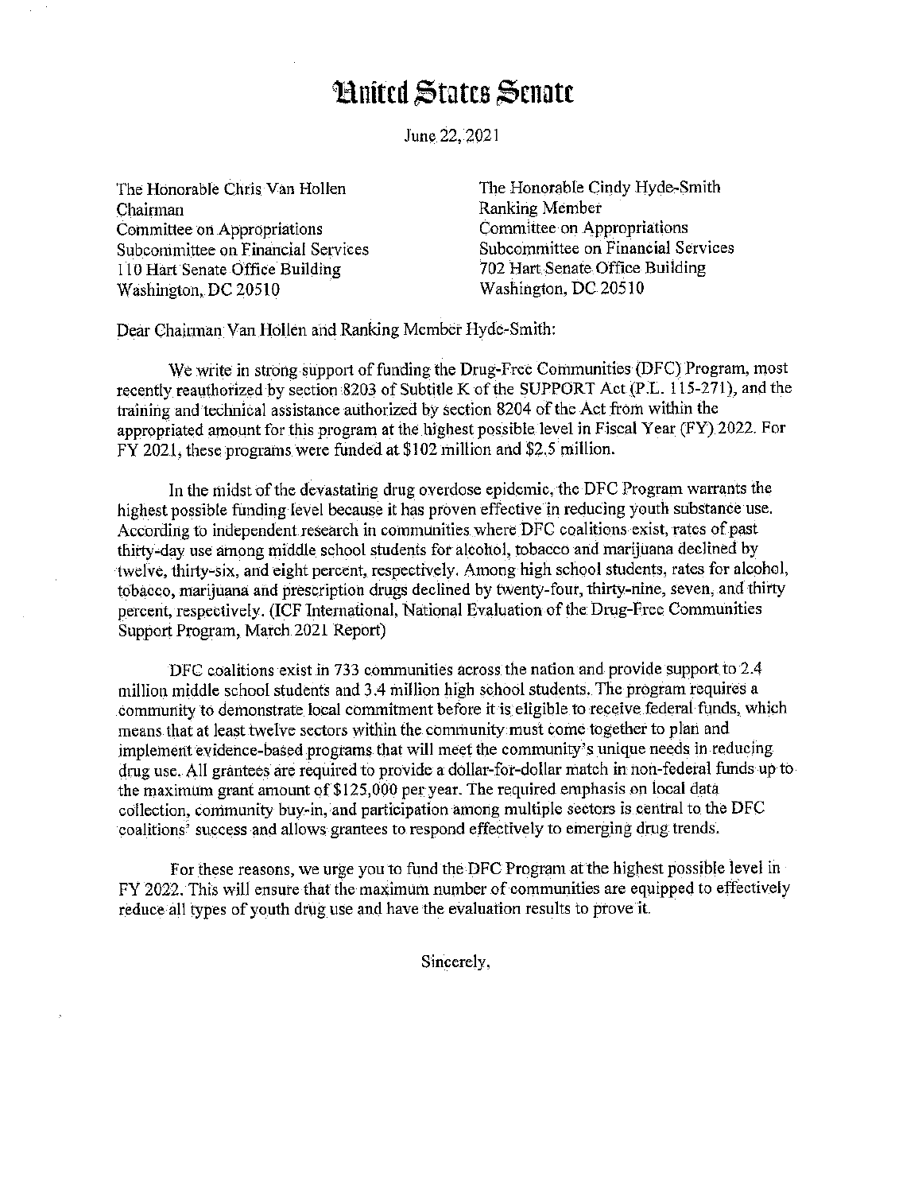# United States Senate

June 22, 2021

The Honorable Chris Van Hollen
Chairman
Committee on Appropriations
Subcommittee on Financial Services
110 Hart Senate Office Building
Washington, DC 20510

The Honorable Cindy Hyde-Smith
Ranking Member
Committee on Appropriations
Subcommittee on Financial Services
702 Hart Senate Office Building
Washington, DC 20510

Dear Chairman Van Hollen and Ranking Member Hyde-Smith:

We write in strong support of funding the Drug-Free Communities (DFC) Program, most recently reauthorized by section 8203 of Subtitle K of the SUPPORT Act (P.L. 115-271), and the training and technical assistance authorized by section 8204 of the Act from within the appropriated amount for this program at the highest possible level in Fiscal Year (FY) 2022. For FY 2021, these programs were funded at $102 million and $2.5 million.

In the midst of the devastating drug overdose epidemic, the DFC Program warrants the highest possible funding level because it has proven effective in reducing youth substance use. According to independent research in communities where DFC coalitions exist, rates of past thirty-day use among middle school students for alcohol, tobacco and marijuana declined by twelve, thirty-six, and eight percent, respectively. Among high school students, rates for alcohol, tobacco, marijuana and prescription drugs declined by twenty-four, thirty-nine, seven, and thirty percent, respectively. (ICF International, National Evaluation of the Drug-Free Communities Support Program, March 2021 Report)

DFC coalitions exist in 733 communities across the nation and provide support to 2.4 million middle school students and 3.4 million high school students. The program requires a community to demonstrate local commitment before it is eligible to receive federal funds, which means that at least twelve sectors within the community must come together to plan and implement evidence-based programs that will meet the community's unique needs in reducing drug use. All grantees are required to provide a dollar-for-dollar match in non-federal funds up to the maximum grant amount of $125,000 per year. The required emphasis on local data collection, community buy-in, and participation among multiple sectors is central to the DFC coalitions' success and allows grantees to respond effectively to emerging drug trends.

For these reasons, we urge you to fund the DFC Program at the highest possible level in FY 2022. This will ensure that the maximum number of communities are equipped to effectively reduce all types of youth drug use and have the evaluation results to prove it.

Sincerely,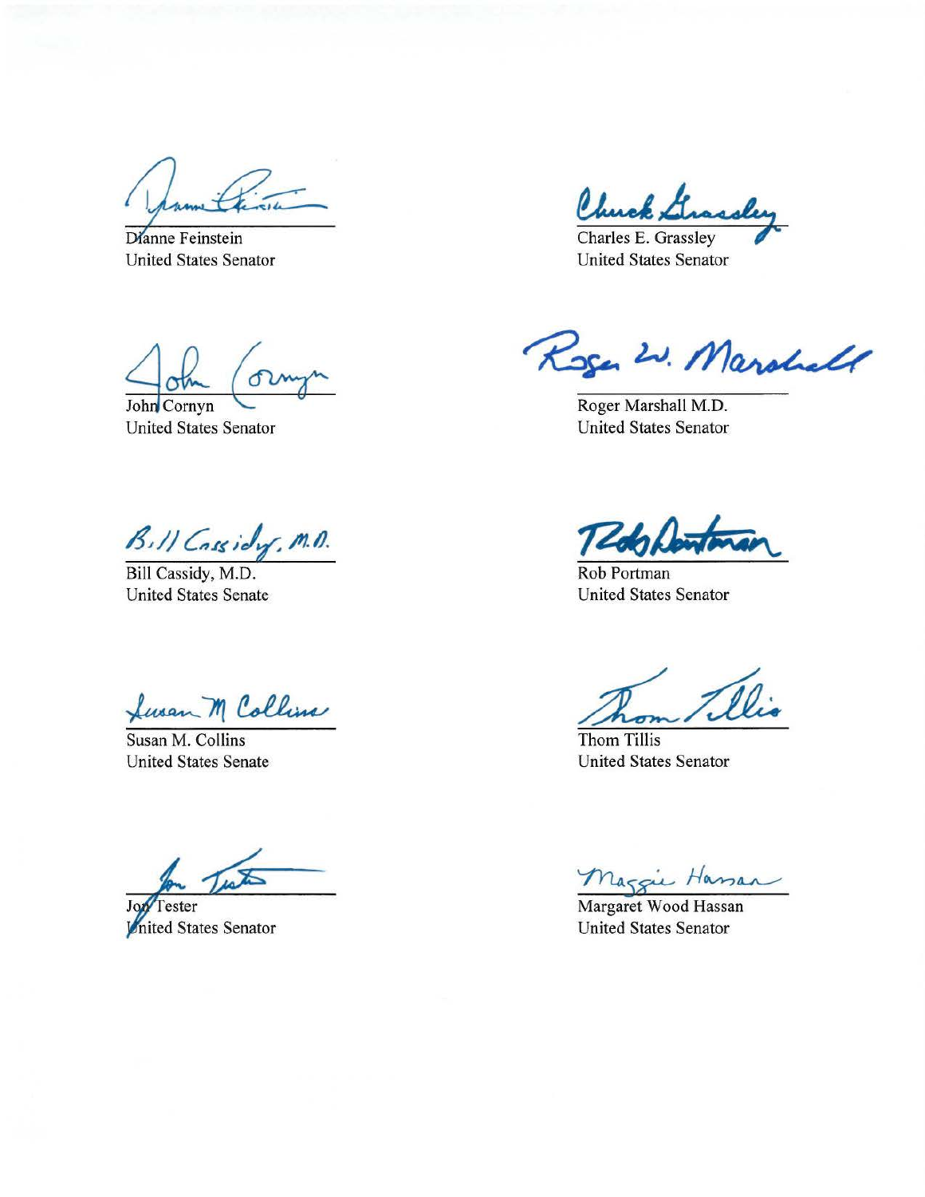Dianne Feinstein
United States Senator

Charles E. Grassley
United States Senator

John Cornyn
United States Senator

Roger Marshall M.D.
United States Senator

Bill Cassidy, M.D.
United States Senate

Rob Portman
United States Senator

Susan M. Collins
United States Senate

Thom Tillis
United States Senator

Jon Tester
United States Senator

Margaret Wood Hassan
United States Senator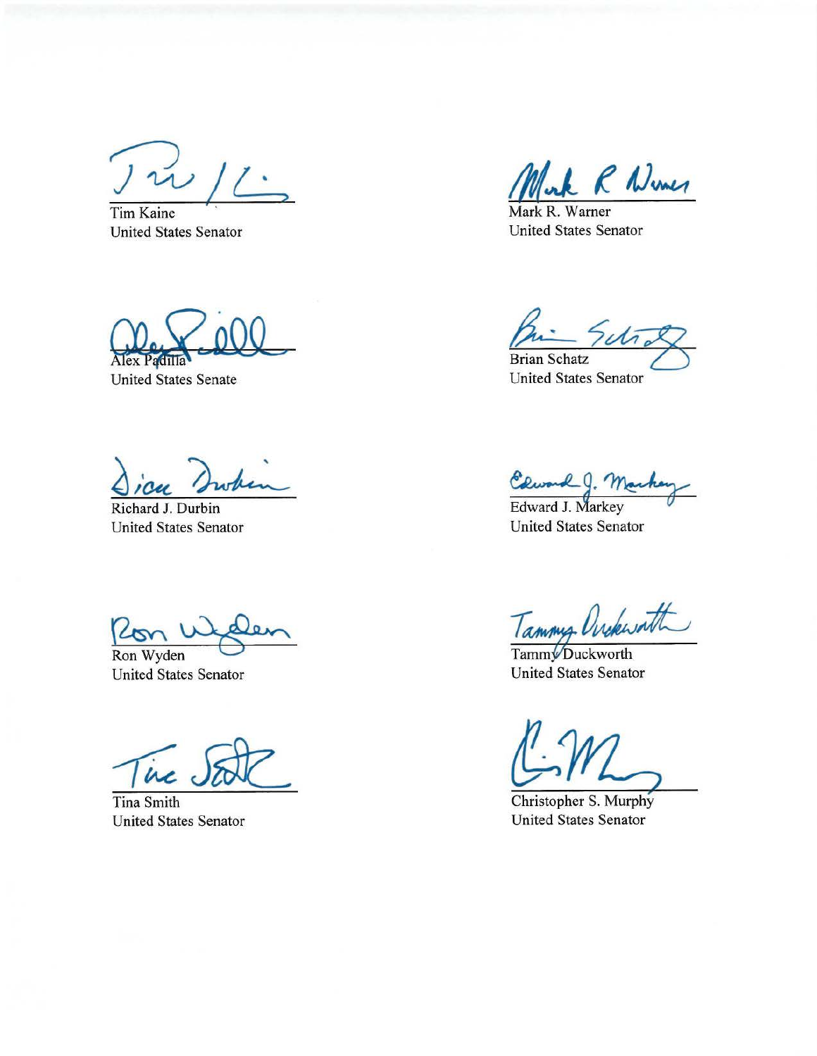Tim Kaine
United States Senator

Mark R. Warner
United States Senator

Alex Padilla
United States Senate

Brian Schatz
United States Senator

Richard J. Durbin
United States Senator

Edward J. Markey
United States Senator

Ron Wyden
United States Senator

Tammy Duckworth
United States Senator

Tina Smith
United States Senator

Christopher S. Murphy
United States Senator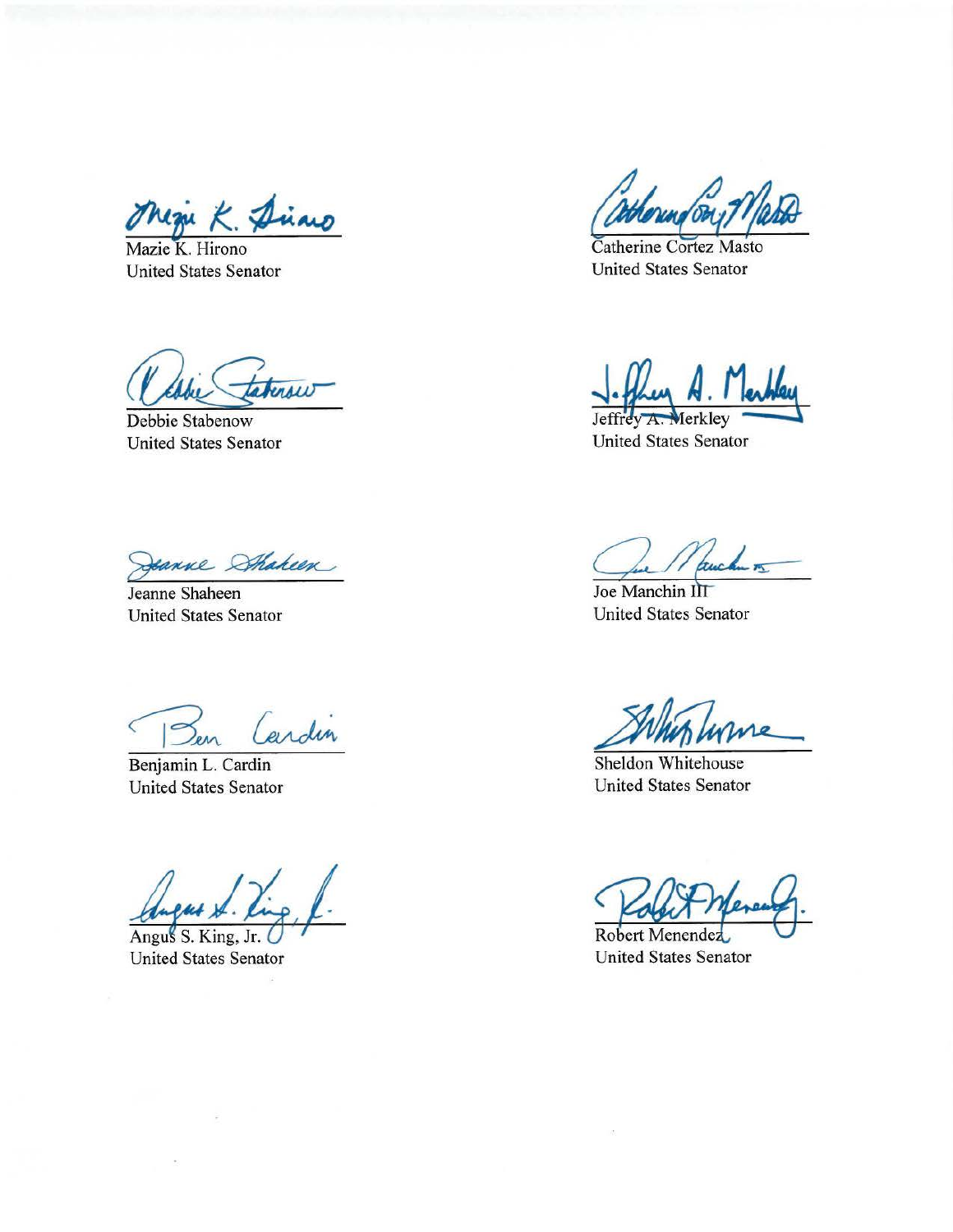Mazie K. Hirono
United States Senator

Catherine Cortez Masto
United States Senator

Debbie Stabenow
United States Senator

Jeffrey A. Merkley
United States Senator

Jeanne Shaheen
United States Senator

Joe Manchin III
United States Senator

Benjamin L. Cardin
United States Senator

Sheldon Whitehouse
United States Senator

Angus S. King, Jr.
United States Senator

Robert Menendez
United States Senator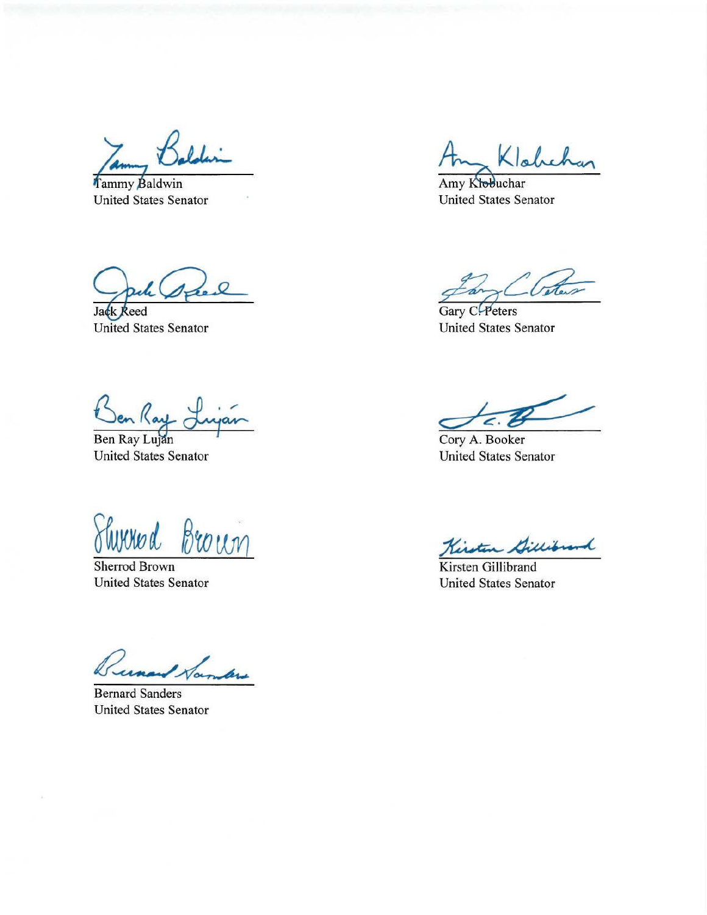Tammy Baldwin
United States Senator

Amy Klobuchar
United States Senator

Jack Reed
United States Senator

Gary C. Peters
United States Senator

Ben Ray Luján
United States Senator

Cory A. Booker
United States Senator

Sherrod Brown
United States Senator

Kirsten Gillibrand
United States Senator

Bernard Sanders
United States Senator